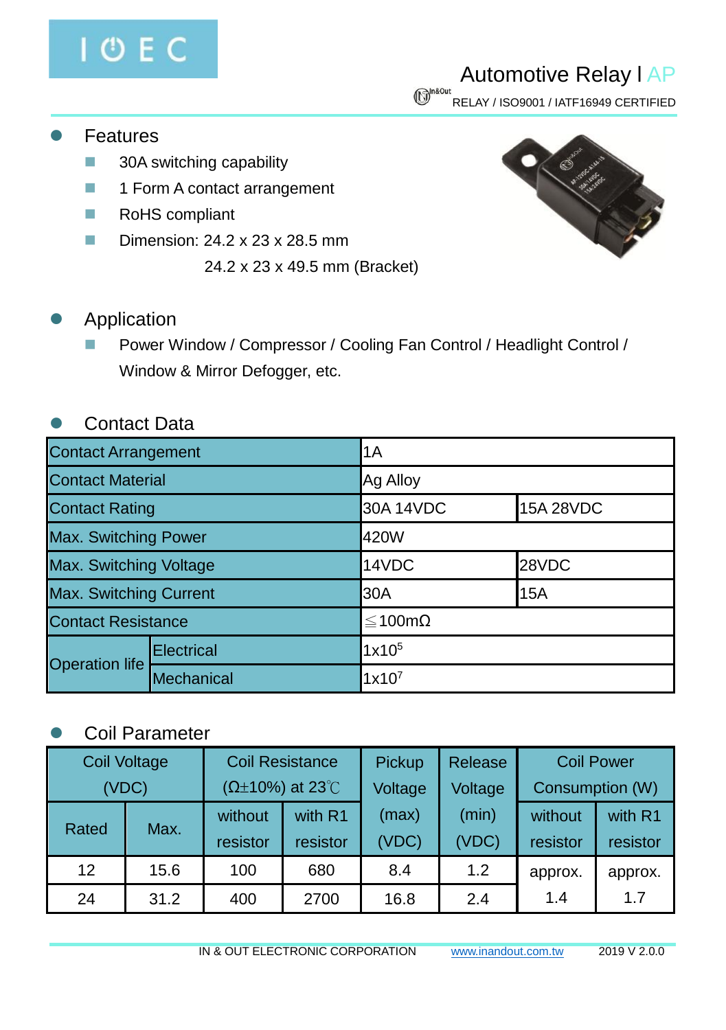# Automotive Relay l AP

RELAY / ISO9001 / IATF16949 CERTIFIED

## Features

- 30A switching capability
- 1 Form A contact arrangement
- RoHS compliant
- Dimension: 24.2 x 23 x 28.5 mm
  24.2 x 23 x 49.5 mm (Bracket)

## Application

- Power Window / Compressor / Cooling Fan Control / Headlight Control / Window & Mirror Defogger, etc.

## Contact Data

| Contact Arrangement | | 1A | |
|---|---|---|---|
| Contact Material | | Ag Alloy | |
| Contact Rating | | 30A 14VDC | 15A 28VDC |
| Max. Switching Power | | 420W | |
| Max. Switching Voltage | | 14VDC | 28VDC |
| Max. Switching Current | | 30A | 15A |
| Contact Resistance | | ≦100mΩ | |
| Operation life | Electrical | $1x10^5$ | |
| | Mechanical | $1x10^7$ | |

## Coil Parameter

| Coil Voltage (VDC) | | Coil Resistance (Ω±10%) at 23℃ | | Pickup Voltage (max) (VDC) | Release Voltage (min) (VDC) | Coil Power Consumption (W) | |
|---|---|---|---|---|---|---|---|
| Rated | Max. | without resistor | with R1 resistor | | | without resistor | with R1 resistor |
| 12 | 15.6 | 100 | 680 | 8.4 | 1.2 | approx. 1.4 | approx. 1.7 |
| 24 | 31.2 | 400 | 2700 | 16.8 | 2.4 | | |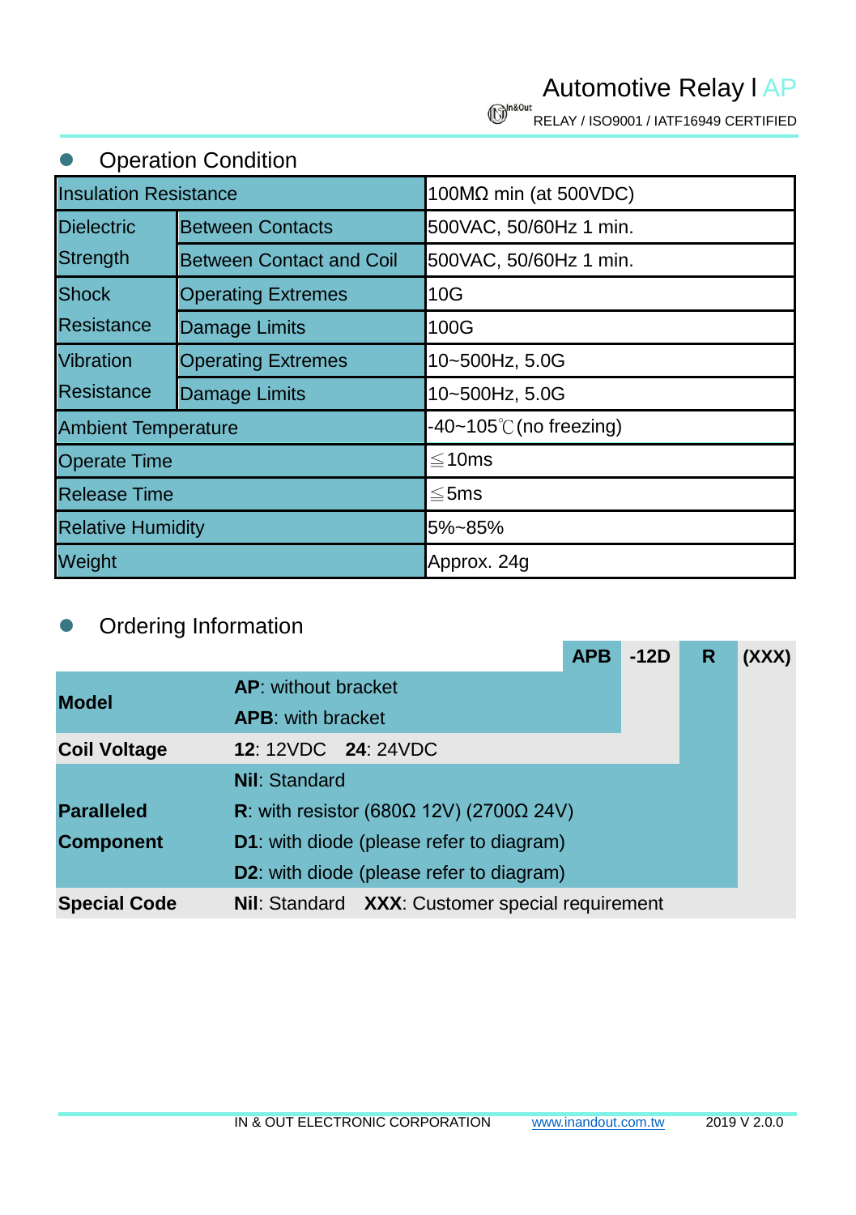## Operation Condition

| Insulation Resistance | | 100MΩ min (at 500VDC) |
|---|---|---|
| Dielectric Strength | Between Contacts | 500VAC, 50/60Hz 1 min. |
| | Between Contact and Coil | 500VAC, 50/60Hz 1 min. |
| Shock Resistance | Operating Extremes | 10G |
| | Damage Limits | 100G |
| Vibration Resistance | Operating Extremes | 10~500Hz, 5.0G |
| | Damage Limits | 10~500Hz, 5.0G |
| Ambient Temperature | | -40~105℃(no freezing) |
| Operate Time | | ≦10ms |
| Release Time | | ≦5ms |
| Relative Humidity | | 5%~85% |
| Weight | | Approx. 24g |

## Ordering Information

| | | APB | -12D | R | (XXX) |
|---|---|---|---|---|---|
| **Model** | **AP**: without bracket<br>**APB**: with bracket | | | | |
| **Coil Voltage** | **12**: 12VDC **24**: 24VDC | | | | |
| **Paralleled Component** | **Nil**: Standard<br>**R**: with resistor (680Ω 12V) (2700Ω 24V)<br>**D1**: with diode (please refer to diagram)<br>**D2**: with diode (please refer to diagram) | | | | |
| **Special Code** | **Nil**: Standard **XXX**: Customer special requirement | | | | |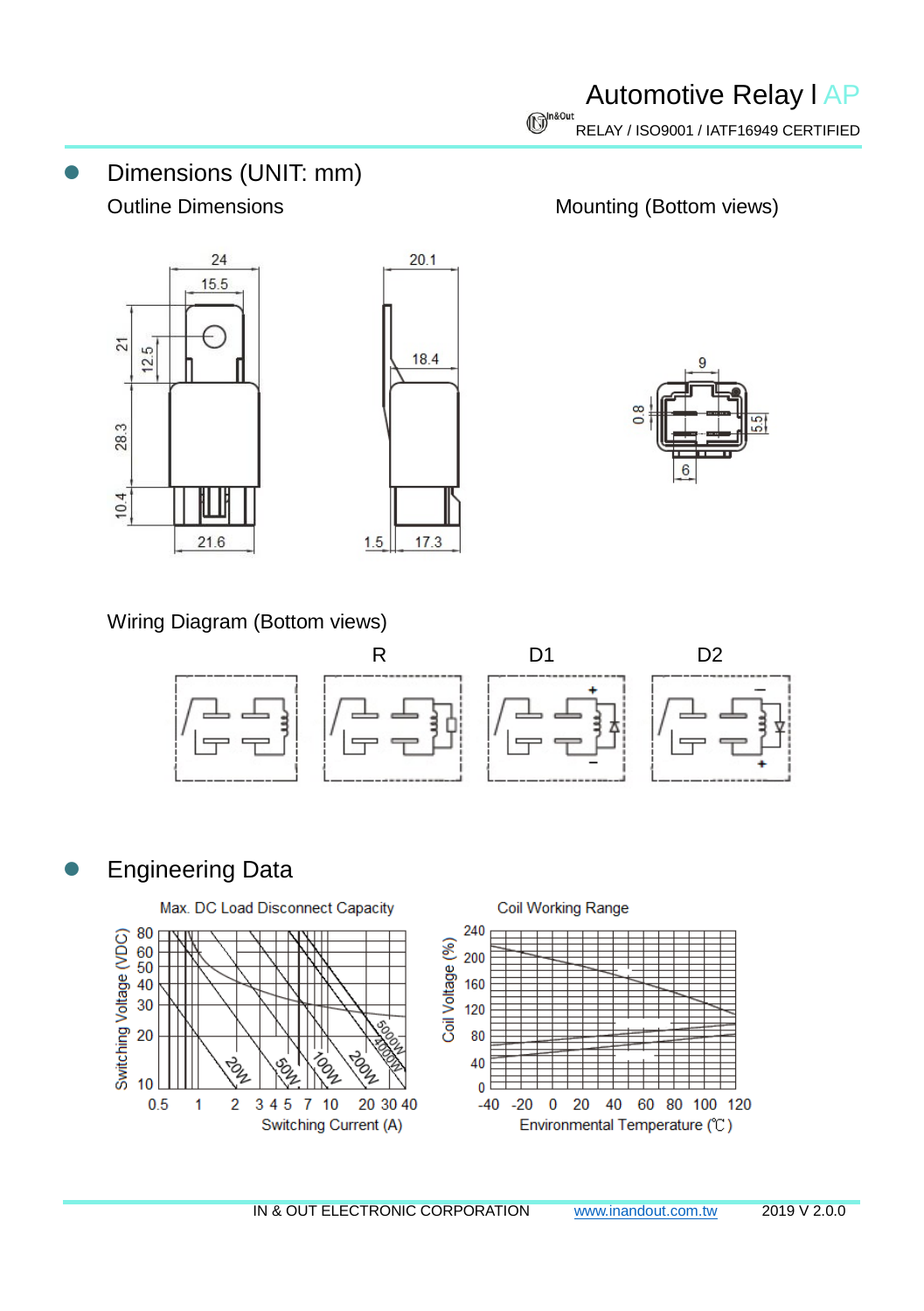## Dimensions (UNIT: mm)

Outline Dimensions

24
15.5
21
12.5
28.3
10.4
21.6
20.1
18.4
1.5
17.3

Mounting (Bottom views)

9
0.8
5.5
6

Wiring Diagram (Bottom views)

R

D1

D2

## Engineering Data

Max. DC Load Disconnect Capacity

Switching Voltage (VDC)
80
60
50
40
30
20
10
0.5 1 2 3 4 5 7 10 20 30 40
Switching Current (A)
20W
50W
100W
200W
5000W
4000W

Coil Working Range

Coil Voltage (%)
240
200
160
120
80
40
0
-40 -20 0 20 40 60 80 100 120
Environmental Temperature (℃)